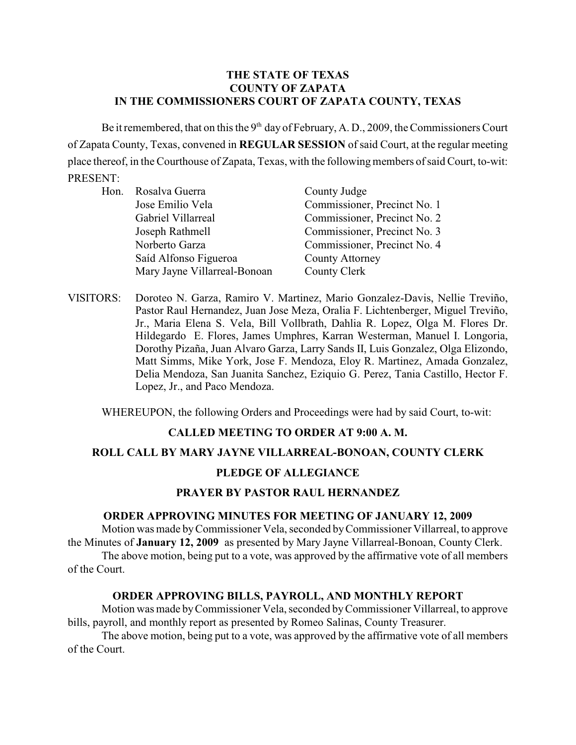**THE STATE OF TEXAS**
**COUNTY OF ZAPATA**
**IN THE COMMISSIONERS COURT OF ZAPATA COUNTY, TEXAS**

Be it remembered, that on this the 9th day of February, A. D., 2009, the Commissioners Court of Zapata County, Texas, convened in **REGULAR SESSION** of said Court, at the regular meeting place thereof, in the Courthouse of Zapata, Texas, with the following members of said Court, to-wit:

PRESENT:

| | | |
|---|---|---|
| Hon. | Rosalva Guerra | County Judge |
| | Jose Emilio Vela | Commissioner, Precinct No. 1 |
| | Gabriel Villarreal | Commissioner, Precinct No. 2 |
| | Joseph Rathmell | Commissioner, Precinct No. 3 |
| | Norberto Garza | Commissioner, Precinct No. 4 |
| | Saíd Alfonso Figueroa | County Attorney |
| | Mary Jayne Villarreal-Bonoan | County Clerk |

VISITORS: Doroteo N. Garza, Ramiro V. Martinez, Mario Gonzalez-Davis, Nellie Treviño, Pastor Raul Hernandez, Juan Jose Meza, Oralia F. Lichtenberger, Miguel Treviño, Jr., Maria Elena S. Vela, Bill Vollbrath, Dahlia R. Lopez, Olga M. Flores Dr. Hildegardo E. Flores, James Umphres, Karran Westerman, Manuel I. Longoria, Dorothy Pizaña, Juan Alvaro Garza, Larry Sands II, Luis Gonzalez, Olga Elizondo, Matt Simms, Mike York, Jose F. Mendoza, Eloy R. Martinez, Amada Gonzalez, Delia Mendoza, San Juanita Sanchez, Eziquio G. Perez, Tania Castillo, Hector F. Lopez, Jr., and Paco Mendoza.

WHEREUPON, the following Orders and Proceedings were had by said Court, to-wit:

**CALLED MEETING TO ORDER AT 9:00 A. M.**

**ROLL CALL BY MARY JAYNE VILLARREAL-BONOAN, COUNTY CLERK**

**PLEDGE OF ALLEGIANCE**

**PRAYER BY PASTOR RAUL HERNANDEZ**

**ORDER APPROVING MINUTES FOR MEETING OF JANUARY 12, 2009**

Motion was made by Commissioner Vela, seconded by Commissioner Villarreal, to approve the Minutes of **January 12, 2009** as presented by Mary Jayne Villarreal-Bonoan, County Clerk.

The above motion, being put to a vote, was approved by the affirmative vote of all members of the Court.

**ORDER APPROVING BILLS, PAYROLL, AND MONTHLY REPORT**

Motion was made by Commissioner Vela, seconded by Commissioner Villarreal, to approve bills, payroll, and monthly report as presented by Romeo Salinas, County Treasurer.

The above motion, being put to a vote, was approved by the affirmative vote of all members of the Court.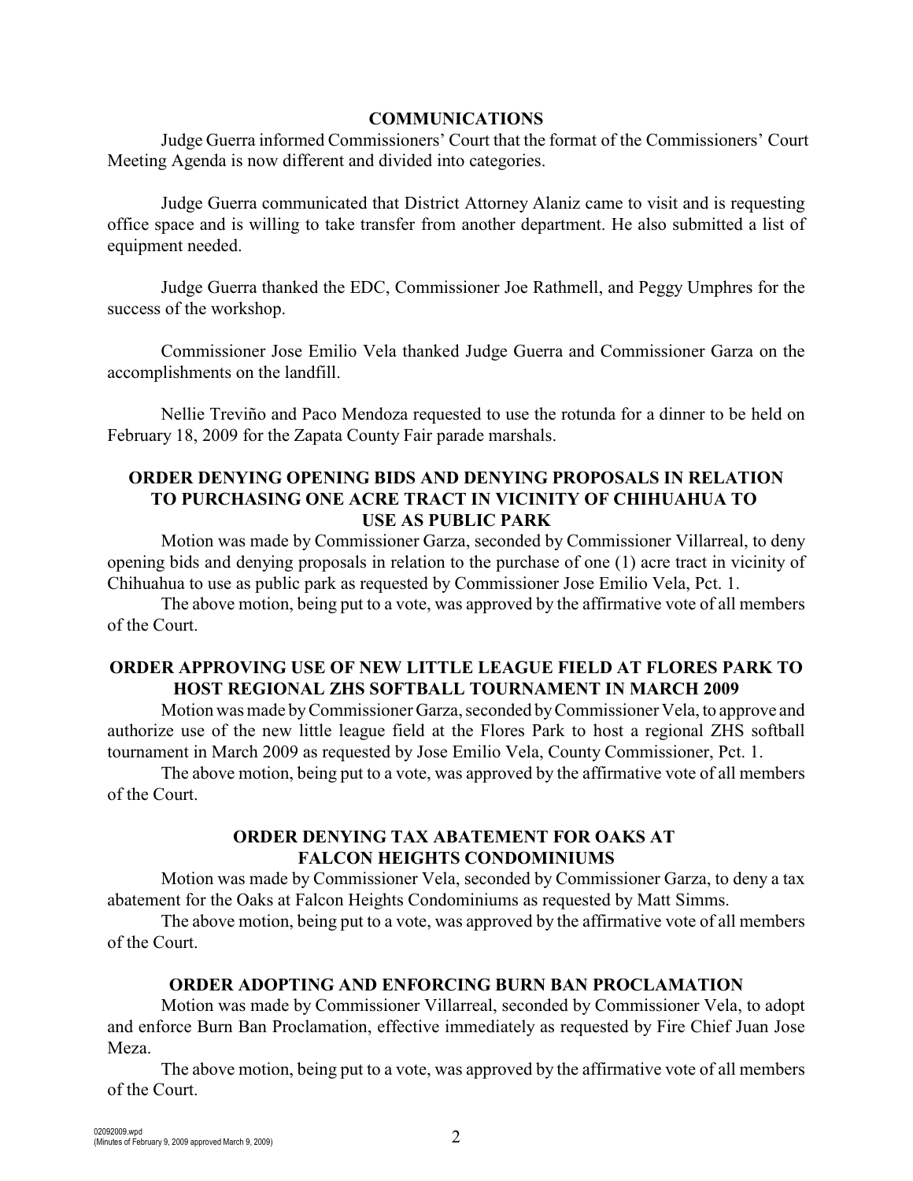## COMMUNICATIONS

Judge Guerra informed Commissioners' Court that the format of the Commissioners' Court Meeting Agenda is now different and divided into categories.

Judge Guerra communicated that District Attorney Alaniz came to visit and is requesting office space and is willing to take transfer from another department. He also submitted a list of equipment needed.

Judge Guerra thanked the EDC, Commissioner Joe Rathmell, and Peggy Umphres for the success of the workshop.

Commissioner Jose Emilio Vela thanked Judge Guerra and Commissioner Garza on the accomplishments on the landfill.

Nellie Treviño and Paco Mendoza requested to use the rotunda for a dinner to be held on February 18, 2009 for the Zapata County Fair parade marshals.

## ORDER DENYING OPENING BIDS AND DENYING PROPOSALS IN RELATION TO PURCHASING ONE ACRE TRACT IN VICINITY OF CHIHUAHUA TO USE AS PUBLIC PARK

Motion was made by Commissioner Garza, seconded by Commissioner Villarreal, to deny opening bids and denying proposals in relation to the purchase of one (1) acre tract in vicinity of Chihuahua to use as public park as requested by Commissioner Jose Emilio Vela, Pct. 1.

The above motion, being put to a vote, was approved by the affirmative vote of all members of the Court.

## ORDER APPROVING USE OF NEW LITTLE LEAGUE FIELD AT FLORES PARK TO HOST REGIONAL ZHS SOFTBALL TOURNAMENT IN MARCH 2009

Motion was made by Commissioner Garza, seconded by Commissioner Vela, to approve and authorize use of the new little league field at the Flores Park to host a regional ZHS softball tournament in March 2009 as requested by Jose Emilio Vela, County Commissioner, Pct. 1.

The above motion, being put to a vote, was approved by the affirmative vote of all members of the Court.

## ORDER DENYING TAX ABATEMENT FOR OAKS AT FALCON HEIGHTS CONDOMINIUMS

Motion was made by Commissioner Vela, seconded by Commissioner Garza, to deny a tax abatement for the Oaks at Falcon Heights Condominiums as requested by Matt Simms.

The above motion, being put to a vote, was approved by the affirmative vote of all members of the Court.

## ORDER ADOPTING AND ENFORCING BURN BAN PROCLAMATION

Motion was made by Commissioner Villarreal, seconded by Commissioner Vela, to adopt and enforce Burn Ban Proclamation, effective immediately as requested by Fire Chief Juan Jose Meza.

The above motion, being put to a vote, was approved by the affirmative vote of all members of the Court.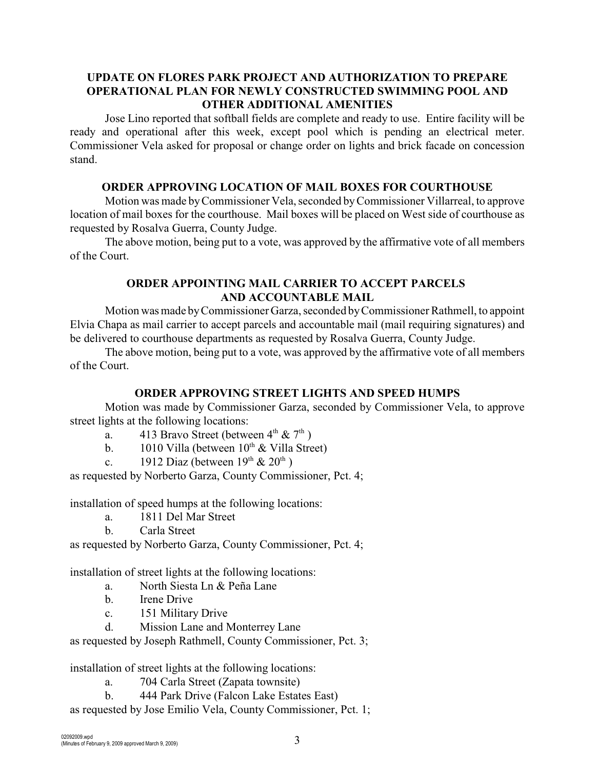## UPDATE ON FLORES PARK PROJECT AND AUTHORIZATION TO PREPARE OPERATIONAL PLAN FOR NEWLY CONSTRUCTED SWIMMING POOL AND OTHER ADDITIONAL AMENITIES

Jose Lino reported that softball fields are complete and ready to use. Entire facility will be ready and operational after this week, except pool which is pending an electrical meter. Commissioner Vela asked for proposal or change order on lights and brick facade on concession stand.

## ORDER APPROVING LOCATION OF MAIL BOXES FOR COURTHOUSE

Motion was made by Commissioner Vela, seconded by Commissioner Villarreal, to approve location of mail boxes for the courthouse. Mail boxes will be placed on West side of courthouse as requested by Rosalva Guerra, County Judge.

The above motion, being put to a vote, was approved by the affirmative vote of all members of the Court.

## ORDER APPOINTING MAIL CARRIER TO ACCEPT PARCELS AND ACCOUNTABLE MAIL

Motion was made by Commissioner Garza, seconded by Commissioner Rathmell, to appoint Elvia Chapa as mail carrier to accept parcels and accountable mail (mail requiring signatures) and be delivered to courthouse departments as requested by Rosalva Guerra, County Judge.

The above motion, being put to a vote, was approved by the affirmative vote of all members of the Court.

## ORDER APPROVING STREET LIGHTS AND SPEED HUMPS

Motion was made by Commissioner Garza, seconded by Commissioner Vela, to approve street lights at the following locations:

a. 413 Bravo Street (between 4th & 7th )
b. 1010 Villa (between 10th & Villa Street)
c. 1912 Diaz (between 19th & 20th )

as requested by Norberto Garza, County Commissioner, Pct. 4;

installation of speed humps at the following locations:

a. 1811 Del Mar Street
b. Carla Street

as requested by Norberto Garza, County Commissioner, Pct. 4;

installation of street lights at the following locations:

a. North Siesta Ln & Peña Lane
b. Irene Drive
c. 151 Military Drive
d. Mission Lane and Monterrey Lane

as requested by Joseph Rathmell, County Commissioner, Pct. 3;

installation of street lights at the following locations:

a. 704 Carla Street (Zapata townsite)
b. 444 Park Drive (Falcon Lake Estates East)

as requested by Jose Emilio Vela, County Commissioner, Pct. 1;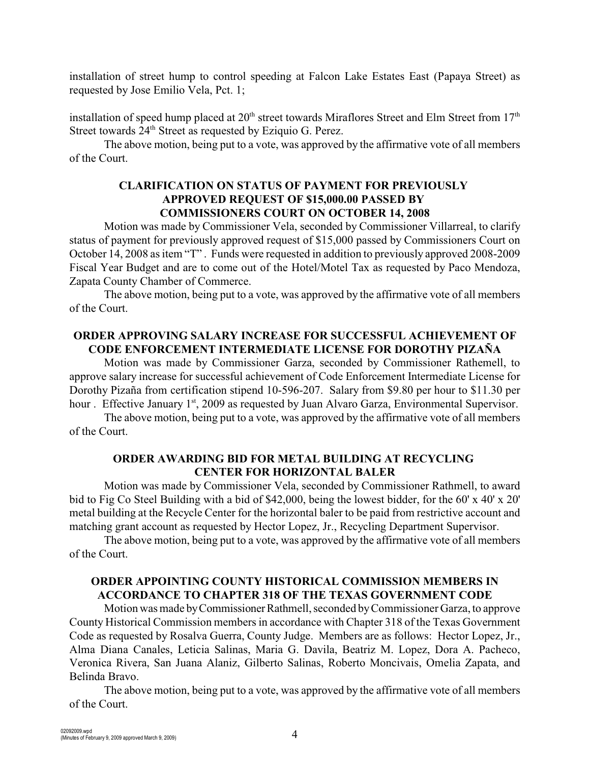installation of street hump to control speeding at Falcon Lake Estates East (Papaya Street) as requested by Jose Emilio Vela, Pct. 1;

installation of speed hump placed at 20th street towards Miraflores Street and Elm Street from 17th Street towards 24th Street as requested by Eziquio G. Perez.

The above motion, being put to a vote, was approved by the affirmative vote of all members of the Court.

**CLARIFICATION ON STATUS OF PAYMENT FOR PREVIOUSLY APPROVED REQUEST OF $15,000.00 PASSED BY COMMISSIONERS COURT ON OCTOBER 14, 2008**

Motion was made by Commissioner Vela, seconded by Commissioner Villarreal, to clarify status of payment for previously approved request of $15,000 passed by Commissioners Court on October 14, 2008 as item "T". Funds were requested in addition to previously approved 2008-2009 Fiscal Year Budget and are to come out of the Hotel/Motel Tax as requested by Paco Mendoza, Zapata County Chamber of Commerce.

The above motion, being put to a vote, was approved by the affirmative vote of all members of the Court.

**ORDER APPROVING SALARY INCREASE FOR SUCCESSFUL ACHIEVEMENT OF CODE ENFORCEMENT INTERMEDIATE LICENSE FOR DOROTHY PIZAÑA**

Motion was made by Commissioner Garza, seconded by Commissioner Rathemell, to approve salary increase for successful achievement of Code Enforcement Intermediate License for Dorothy Pizaña from certification stipend 10-596-207. Salary from $9.80 per hour to $11.30 per hour . Effective January 1st, 2009 as requested by Juan Alvaro Garza, Environmental Supervisor.

The above motion, being put to a vote, was approved by the affirmative vote of all members of the Court.

**ORDER AWARDING BID FOR METAL BUILDING AT RECYCLING CENTER FOR HORIZONTAL BALER**

Motion was made by Commissioner Vela, seconded by Commissioner Rathmell, to award bid to Fig Co Steel Building with a bid of $42,000, being the lowest bidder, for the 60' x 40' x 20' metal building at the Recycle Center for the horizontal baler to be paid from restrictive account and matching grant account as requested by Hector Lopez, Jr., Recycling Department Supervisor.

The above motion, being put to a vote, was approved by the affirmative vote of all members of the Court.

**ORDER APPOINTING COUNTY HISTORICAL COMMISSION MEMBERS IN ACCORDANCE TO CHAPTER 318 OF THE TEXAS GOVERNMENT CODE**

Motion was made by Commissioner Rathmell, seconded by Commissioner Garza, to approve County Historical Commission members in accordance with Chapter 318 of the Texas Government Code as requested by Rosalva Guerra, County Judge. Members are as follows: Hector Lopez, Jr., Alma Diana Canales, Leticia Salinas, Maria G. Davila, Beatriz M. Lopez, Dora A. Pacheco, Veronica Rivera, San Juana Alaniz, Gilberto Salinas, Roberto Moncivais, Omelia Zapata, and Belinda Bravo.

The above motion, being put to a vote, was approved by the affirmative vote of all members of the Court.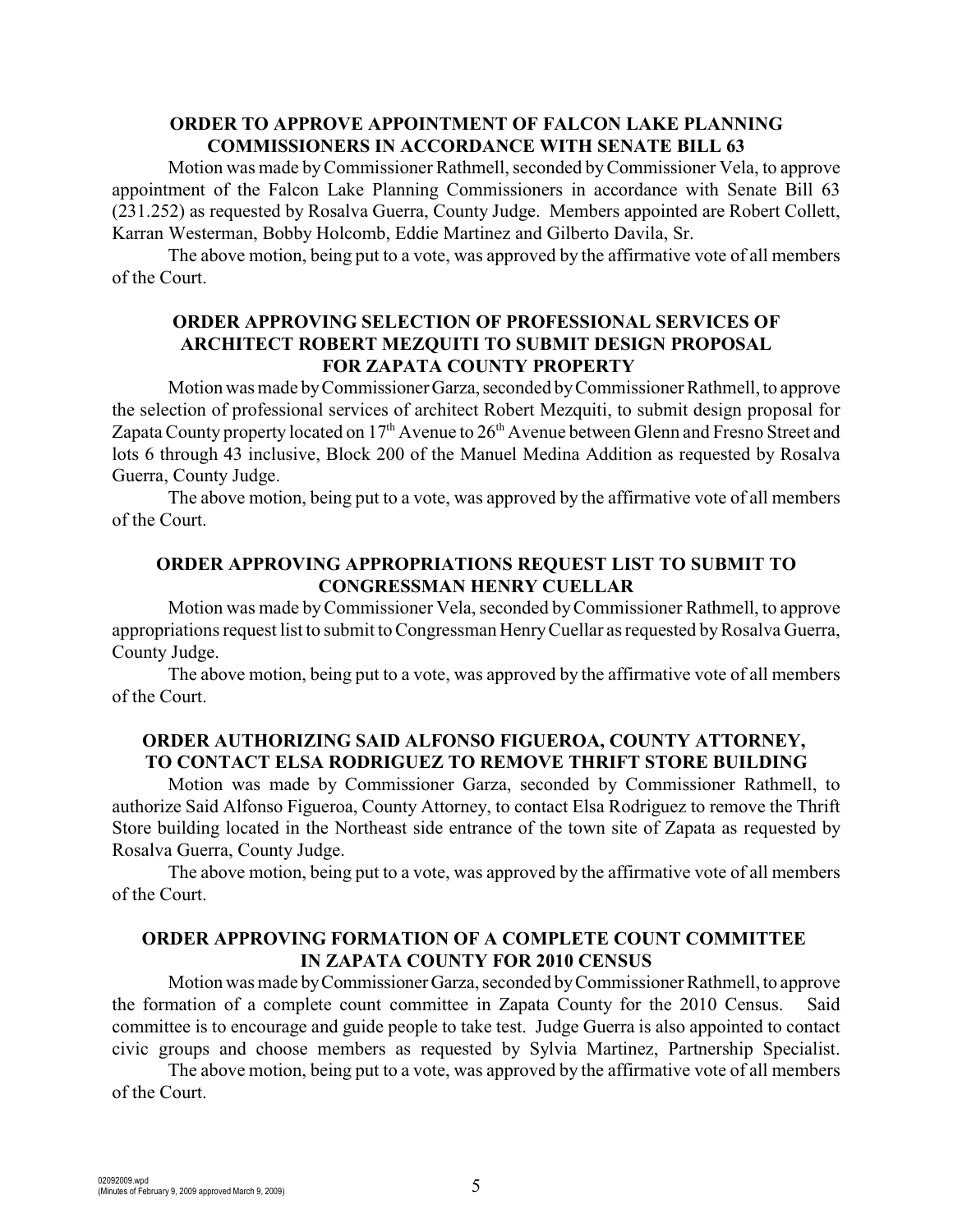**ORDER TO APPROVE APPOINTMENT OF FALCON LAKE PLANNING COMMISSIONERS IN ACCORDANCE WITH SENATE BILL 63**

Motion was made by Commissioner Rathmell, seconded by Commissioner Vela, to approve appointment of the Falcon Lake Planning Commissioners in accordance with Senate Bill 63 (231.252) as requested by Rosalva Guerra, County Judge. Members appointed are Robert Collett, Karran Westerman, Bobby Holcomb, Eddie Martinez and Gilberto Davila, Sr.

The above motion, being put to a vote, was approved by the affirmative vote of all members of the Court.

**ORDER APPROVING SELECTION OF PROFESSIONAL SERVICES OF ARCHITECT ROBERT MEZQUITI TO SUBMIT DESIGN PROPOSAL FOR ZAPATA COUNTY PROPERTY**

Motion was made by Commissioner Garza, seconded by Commissioner Rathmell, to approve the selection of professional services of architect Robert Mezquiti, to submit design proposal for Zapata County property located on 17th Avenue to 26th Avenue between Glenn and Fresno Street and lots 6 through 43 inclusive, Block 200 of the Manuel Medina Addition as requested by Rosalva Guerra, County Judge.

The above motion, being put to a vote, was approved by the affirmative vote of all members of the Court.

**ORDER APPROVING APPROPRIATIONS REQUEST LIST TO SUBMIT TO CONGRESSMAN HENRY CUELLAR**

Motion was made by Commissioner Vela, seconded by Commissioner Rathmell, to approve appropriations request list to submit to Congressman Henry Cuellar as requested by Rosalva Guerra, County Judge.

The above motion, being put to a vote, was approved by the affirmative vote of all members of the Court.

**ORDER AUTHORIZING SAID ALFONSO FIGUEROA, COUNTY ATTORNEY, TO CONTACT ELSA RODRIGUEZ TO REMOVE THRIFT STORE BUILDING**

Motion was made by Commissioner Garza, seconded by Commissioner Rathmell, to authorize Said Alfonso Figueroa, County Attorney, to contact Elsa Rodriguez to remove the Thrift Store building located in the Northeast side entrance of the town site of Zapata as requested by Rosalva Guerra, County Judge.

The above motion, being put to a vote, was approved by the affirmative vote of all members of the Court.

**ORDER APPROVING FORMATION OF A COMPLETE COUNT COMMITTEE IN ZAPATA COUNTY FOR 2010 CENSUS**

Motion was made by Commissioner Garza, seconded by Commissioner Rathmell, to approve the formation of a complete count committee in Zapata County for the 2010 Census. Said committee is to encourage and guide people to take test. Judge Guerra is also appointed to contact civic groups and choose members as requested by Sylvia Martinez, Partnership Specialist.

The above motion, being put to a vote, was approved by the affirmative vote of all members of the Court.

02092009.wpd
(Minutes of February 9, 2009 approved March 9, 2009)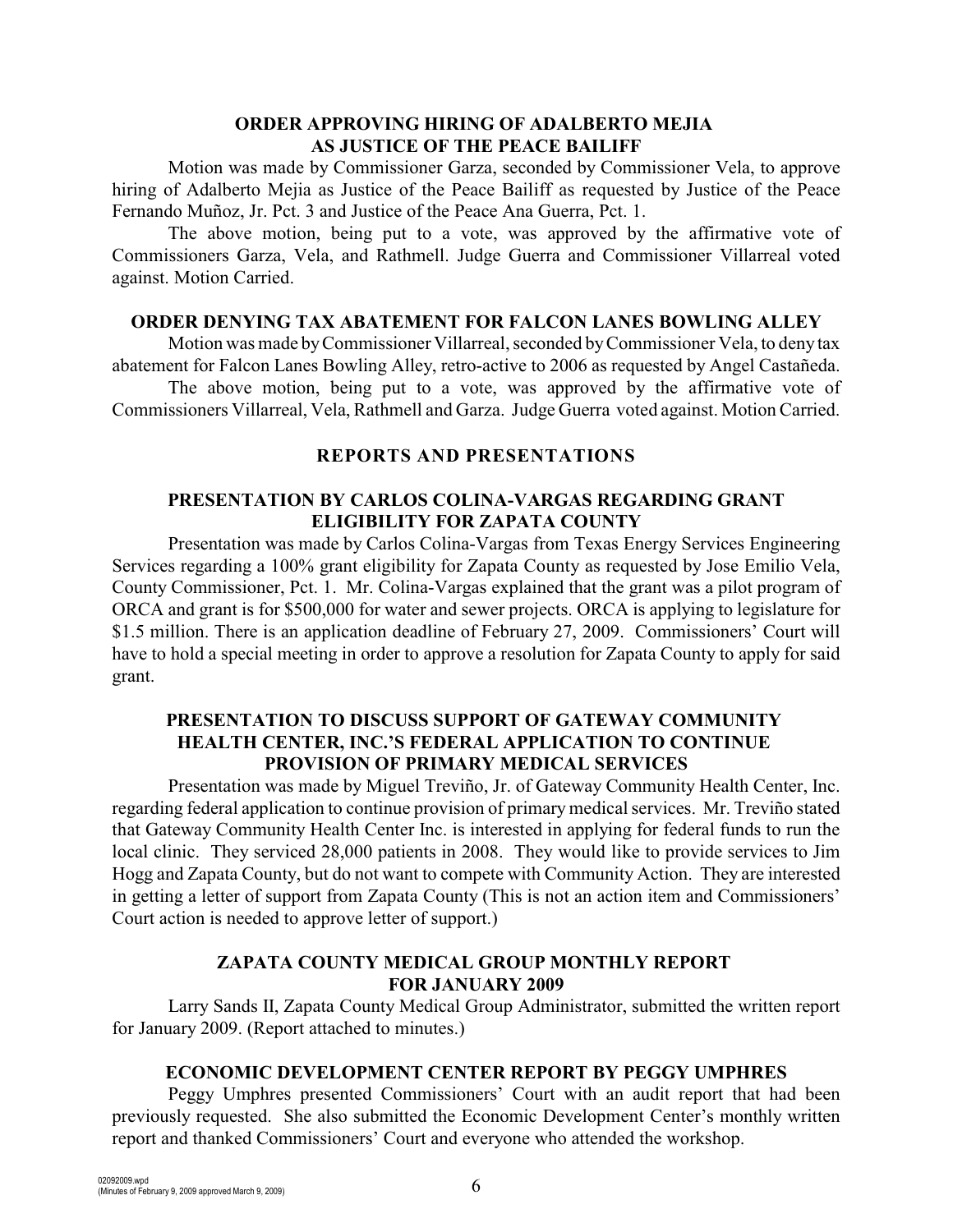**ORDER APPROVING HIRING OF ADALBERTO MEJIA AS JUSTICE OF THE PEACE BAILIFF**

Motion was made by Commissioner Garza, seconded by Commissioner Vela, to approve hiring of Adalberto Mejia as Justice of the Peace Bailiff as requested by Justice of the Peace Fernando Muñoz, Jr. Pct. 3 and Justice of the Peace Ana Guerra, Pct. 1.

The above motion, being put to a vote, was approved by the affirmative vote of Commissioners Garza, Vela, and Rathmell. Judge Guerra and Commissioner Villarreal voted against. Motion Carried.

**ORDER DENYING TAX ABATEMENT FOR FALCON LANES BOWLING ALLEY**

Motion was made by Commissioner Villarreal, seconded by Commissioner Vela, to deny tax abatement for Falcon Lanes Bowling Alley, retro-active to 2006 as requested by Angel Castañeda.

The above motion, being put to a vote, was approved by the affirmative vote of Commissioners Villarreal, Vela, Rathmell and Garza. Judge Guerra voted against. Motion Carried.

**REPORTS AND PRESENTATIONS**

**PRESENTATION BY CARLOS COLINA-VARGAS REGARDING GRANT ELIGIBILITY FOR ZAPATA COUNTY**

Presentation was made by Carlos Colina-Vargas from Texas Energy Services Engineering Services regarding a 100% grant eligibility for Zapata County as requested by Jose Emilio Vela, County Commissioner, Pct. 1. Mr. Colina-Vargas explained that the grant was a pilot program of ORCA and grant is for $500,000 for water and sewer projects. ORCA is applying to legislature for $1.5 million. There is an application deadline of February 27, 2009. Commissioners' Court will have to hold a special meeting in order to approve a resolution for Zapata County to apply for said grant.

**PRESENTATION TO DISCUSS SUPPORT OF GATEWAY COMMUNITY HEALTH CENTER, INC.'S FEDERAL APPLICATION TO CONTINUE PROVISION OF PRIMARY MEDICAL SERVICES**

Presentation was made by Miguel Treviño, Jr. of Gateway Community Health Center, Inc. regarding federal application to continue provision of primary medical services. Mr. Treviño stated that Gateway Community Health Center Inc. is interested in applying for federal funds to run the local clinic. They serviced 28,000 patients in 2008. They would like to provide services to Jim Hogg and Zapata County, but do not want to compete with Community Action. They are interested in getting a letter of support from Zapata County (This is not an action item and Commissioners' Court action is needed to approve letter of support.)

**ZAPATA COUNTY MEDICAL GROUP MONTHLY REPORT FOR JANUARY 2009**

Larry Sands II, Zapata County Medical Group Administrator, submitted the written report for January 2009. (Report attached to minutes.)

**ECONOMIC DEVELOPMENT CENTER REPORT BY PEGGY UMPHRES**

Peggy Umphres presented Commissioners' Court with an audit report that had been previously requested. She also submitted the Economic Development Center's monthly written report and thanked Commissioners' Court and everyone who attended the workshop.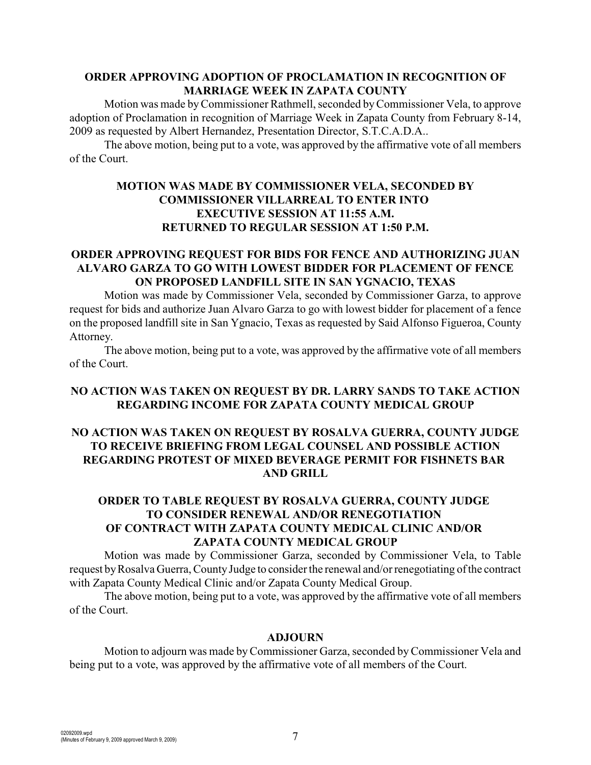**ORDER APPROVING ADOPTION OF PROCLAMATION IN RECOGNITION OF MARRIAGE WEEK IN ZAPATA COUNTY**

Motion was made by Commissioner Rathmell, seconded by Commissioner Vela, to approve adoption of Proclamation in recognition of Marriage Week in Zapata County from February 8-14, 2009 as requested by Albert Hernandez, Presentation Director, S.T.C.A.D.A..

The above motion, being put to a vote, was approved by the affirmative vote of all members of the Court.

**MOTION WAS MADE BY COMMISSIONER VELA, SECONDED BY COMMISSIONER VILLARREAL TO ENTER INTO EXECUTIVE SESSION AT 11:55 A.M. RETURNED TO REGULAR SESSION AT 1:50 P.M.**

**ORDER APPROVING REQUEST FOR BIDS FOR FENCE AND AUTHORIZING JUAN ALVARO GARZA TO GO WITH LOWEST BIDDER FOR PLACEMENT OF FENCE ON PROPOSED LANDFILL SITE IN SAN YGNACIO, TEXAS**

Motion was made by Commissioner Vela, seconded by Commissioner Garza, to approve request for bids and authorize Juan Alvaro Garza to go with lowest bidder for placement of a fence on the proposed landfill site in San Ygnacio, Texas as requested by Said Alfonso Figueroa, County Attorney.

The above motion, being put to a vote, was approved by the affirmative vote of all members of the Court.

**NO ACTION WAS TAKEN ON REQUEST BY DR. LARRY SANDS TO TAKE ACTION REGARDING INCOME FOR ZAPATA COUNTY MEDICAL GROUP**

**NO ACTION WAS TAKEN ON REQUEST BY ROSALVA GUERRA, COUNTY JUDGE TO RECEIVE BRIEFING FROM LEGAL COUNSEL AND POSSIBLE ACTION REGARDING PROTEST OF MIXED BEVERAGE PERMIT FOR FISHNETS BAR AND GRILL**

**ORDER TO TABLE REQUEST BY ROSALVA GUERRA, COUNTY JUDGE TO CONSIDER RENEWAL AND/OR RENEGOTIATION OF CONTRACT WITH ZAPATA COUNTY MEDICAL CLINIC AND/OR ZAPATA COUNTY MEDICAL GROUP**

Motion was made by Commissioner Garza, seconded by Commissioner Vela, to Table request by Rosalva Guerra, County Judge to consider the renewal and/or renegotiating of the contract with Zapata County Medical Clinic and/or Zapata County Medical Group.

The above motion, being put to a vote, was approved by the affirmative vote of all members of the Court.

**ADJOURN**

Motion to adjourn was made by Commissioner Garza, seconded by Commissioner Vela and being put to a vote, was approved by the affirmative vote of all members of the Court.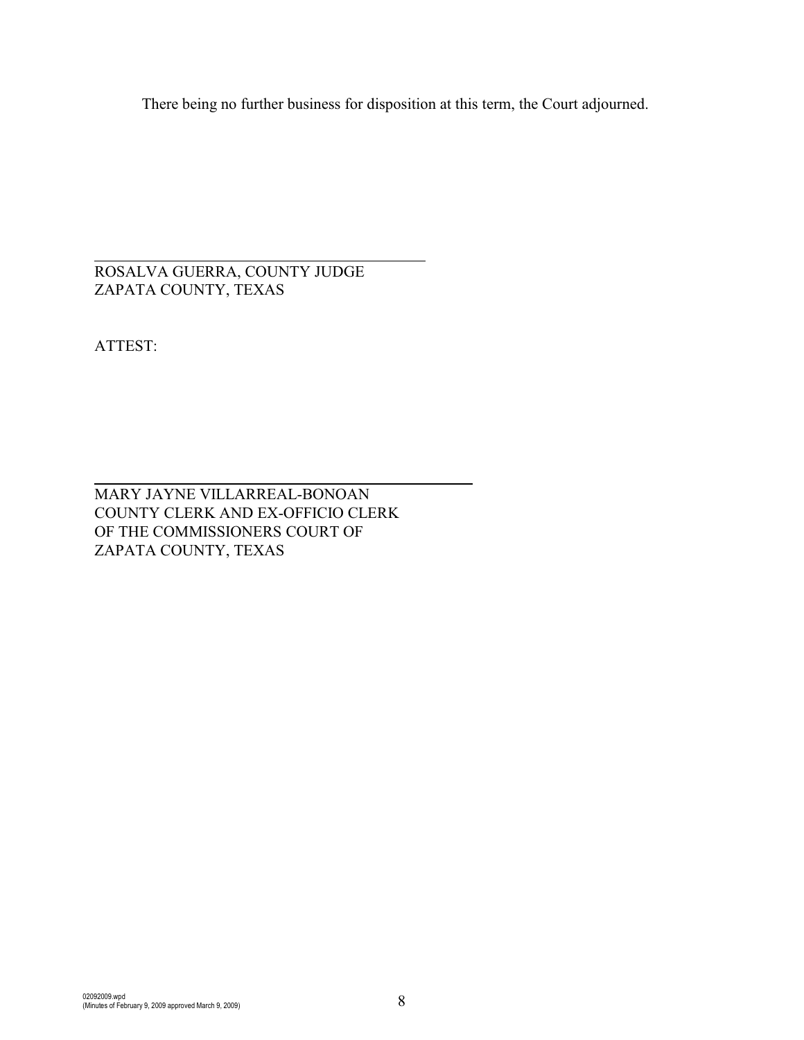There being no further business for disposition at this term, the Court adjourned.

ROSALVA GUERRA, COUNTY JUDGE
ZAPATA COUNTY, TEXAS

ATTEST:

MARY JAYNE VILLARREAL-BONOAN
COUNTY CLERK AND EX-OFFICIO CLERK
OF THE COMMISSIONERS COURT OF
ZAPATA COUNTY, TEXAS

02092009.wpd
(Minutes of February 9, 2009 approved March 9, 2009)